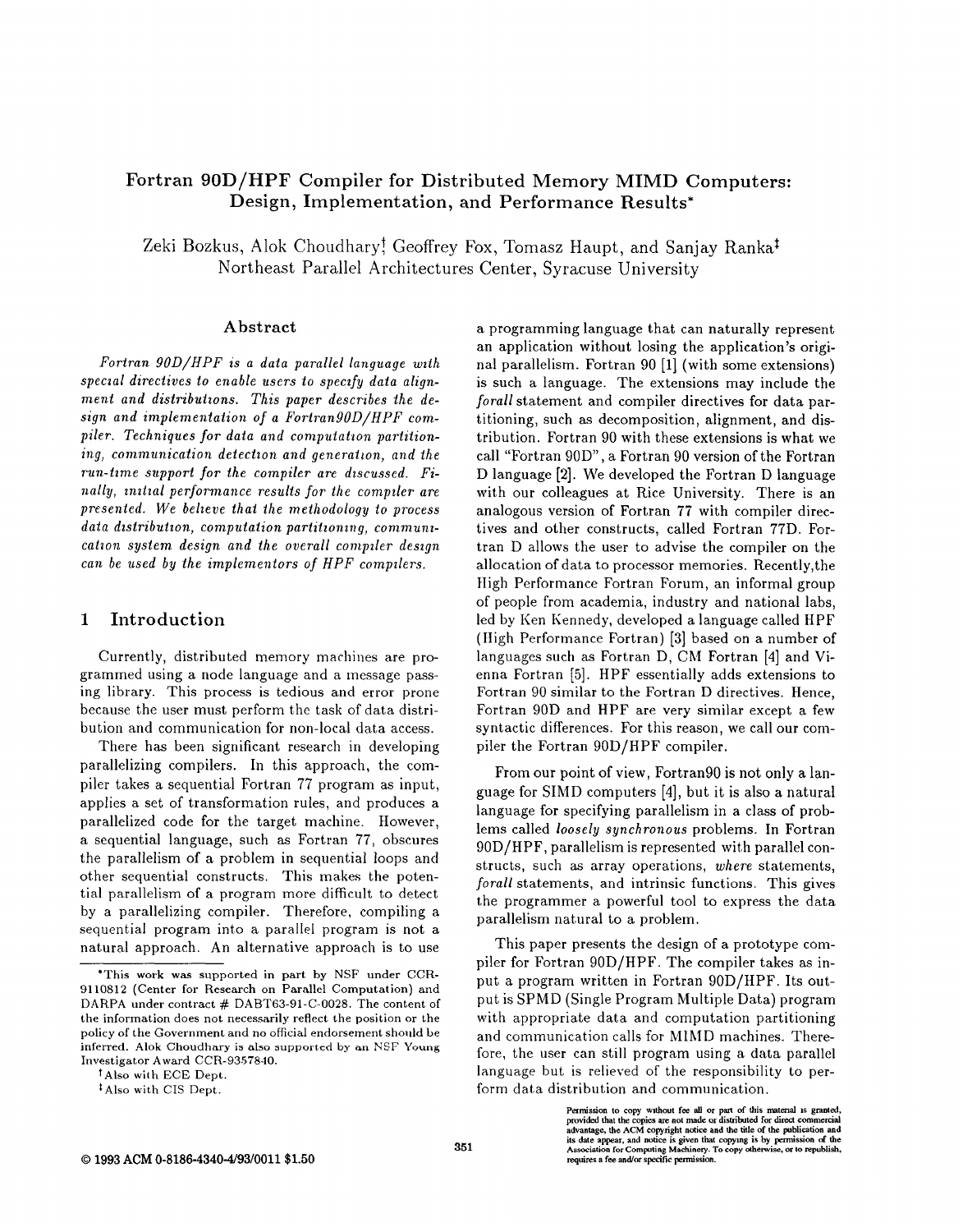# Fortran 90D/HPF Compiler for Distributed Memory MIMD Computers: Design, Implementation, and Performance Results*

Zeki Bozkus, Alok Choudhary[†], Geoffrey Fox, Tomasz Haupt, and Sanjay Ranka[‡]
Northeast Parallel Architectures Center, Syracuse University

## Abstract

*Fortran 90D/HPF is a data parallel language with special directives to enable users to specify data alignment and distributions. This paper describes the design and implementation of a Fortran90D/HPF compiler. Techniques for data and computation partitioning, communication detection and generation, and the run-time support for the compiler are discussed. Finally, initial performance results for the compiler are presented. We believe that the methodology to process data distribution, computation partitioning, communication system design and the overall compiler design can be used by the implementors of HPF compilers.*

## 1 Introduction

Currently, distributed memory machines are programmed using a node language and a message passing library. This process is tedious and error prone because the user must perform the task of data distribution and communication for non-local data access.

There has been significant research in developing parallelizing compilers. In this approach, the compiler takes a sequential Fortran 77 program as input, applies a set of transformation rules, and produces a parallelized code for the target machine. However, a sequential language, such as Fortran 77, obscures the parallelism of a problem in sequential loops and other sequential constructs. This makes the potential parallelism of a program more difficult to detect by a parallelizing compiler. Therefore, compiling a sequential program into a parallel program is not a natural approach. An alternative approach is to use a programming language that can naturally represent an application without losing the application's original parallelism. Fortran 90 [1] (with some extensions) is such a language. The extensions may include the *forall* statement and compiler directives for data partitioning, such as decomposition, alignment, and distribution. Fortran 90 with these extensions is what we call "Fortran 90D", a Fortran 90 version of the Fortran D language [2]. We developed the Fortran D language with our colleagues at Rice University. There is an analogous version of Fortran 77 with compiler directives and other constructs, called Fortran 77D. Fortran D allows the user to advise the compiler on the allocation of data to processor memories. Recently,the High Performance Fortran Forum, an informal group of people from academia, industry and national labs, led by Ken Kennedy, developed a language called HPF (High Performance Fortran) [3] based on a number of languages such as Fortran D, CM Fortran [4] and Vienna Fortran [5]. HPF essentially adds extensions to Fortran 90 similar to the Fortran D directives. Hence, Fortran 90D and HPF are very similar except a few syntactic differences. For this reason, we call our compiler the Fortran 90D/HPF compiler.

From our point of view, Fortran90 is not only a language for SIMD computers [4], but it is also a natural language for specifying parallelism in a class of problems called *loosely synchronous* problems. In Fortran 90D/HPF, parallelism is represented with parallel constructs, such as array operations, *where* statements, *forall* statements, and intrinsic functions. This gives the programmer a powerful tool to express the data parallelism natural to a problem.

This paper presents the design of a prototype compiler for Fortran 90D/HPF. The compiler takes as input a program written in Fortran 90D/HPF. Its output is SPMD (Single Program Multiple Data) program with appropriate data and computation partitioning and communication calls for MIMD machines. Therefore, the user can still program using a data parallel language but is relieved of the responsibility to perform data distribution and communication.

---

*This work was supported in part by NSF under CCR-9110812 (Center for Research on Parallel Computation) and DARPA under contract # DABT63-91-C-0028. The content of the information does not necessarily reflect the position or the policy of the Government and no official endorsement should be inferred. Alok Choudhary is also supported by an NSF Young Investigator Award CCR-9357840.

[†]Also with ECE Dept.

[‡]Also with CIS Dept.

© 1993 ACM 0-8186-4340-4/93/0011 $1.50

Permission to copy without fee all or part of this material is granted, provided that the copies are not made or distributed for direct commercial advantage, the ACM copyright notice and the title of the publication and its date appear, and notice is given that copying is by permission of the Association for Computing Machinery. To copy otherwise, or to republish, requires a fee and/or specific permission.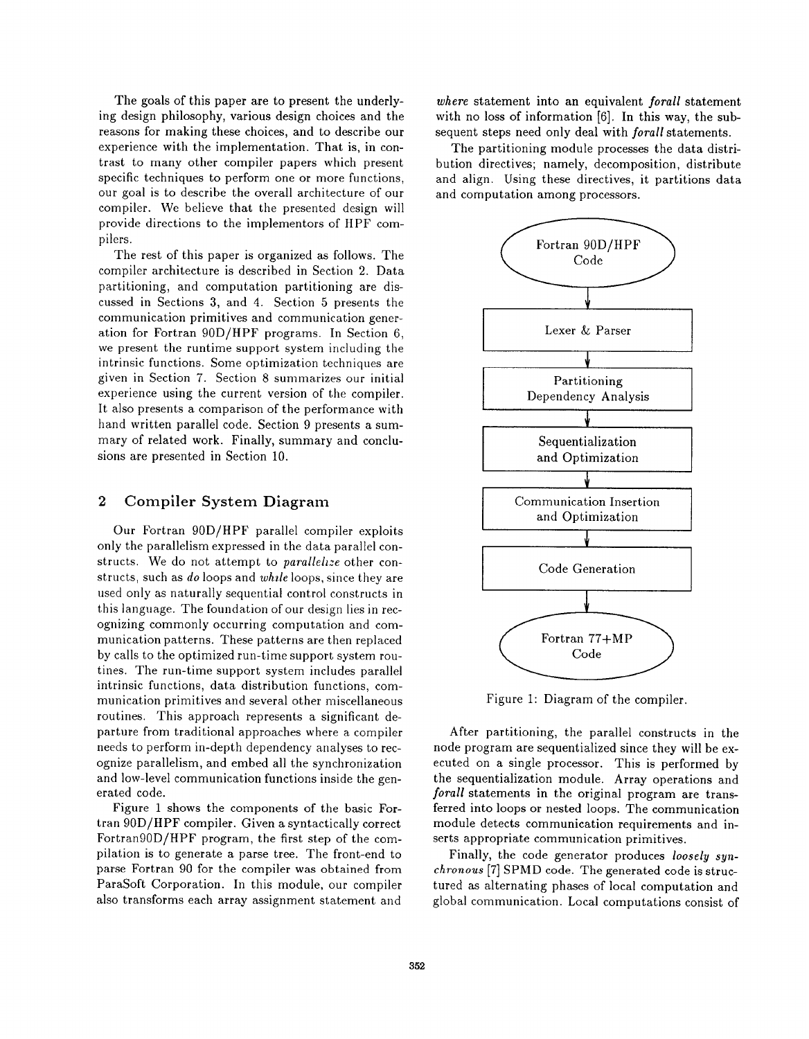The goals of this paper are to present the underlying design philosophy, various design choices and the reasons for making these choices, and to describe our experience with the implementation. That is, in contrast to many other compiler papers which present specific techniques to perform one or more functions, our goal is to describe the overall architecture of our compiler. We believe that the presented design will provide directions to the implementors of HPF compilers.

The rest of this paper is organized as follows. The compiler architecture is described in Section 2. Data partitioning, and computation partitioning are discussed in Sections 3, and 4. Section 5 presents the communication primitives and communication generation for Fortran 90D/HPF programs. In Section 6, we present the runtime support system including the intrinsic functions. Some optimization techniques are given in Section 7. Section 8 summarizes our initial experience using the current version of the compiler. It also presents a comparison of the performance with hand written parallel code. Section 9 presents a summary of related work. Finally, summary and conclusions are presented in Section 10.

## 2 Compiler System Diagram

Our Fortran 90D/HPF parallel compiler exploits only the parallelism expressed in the data parallel constructs. We do not attempt to *parallelize* other constructs, such as *do* loops and *while* loops, since they are used only as naturally sequential control constructs in this language. The foundation of our design lies in recognizing commonly occurring computation and communication patterns. These patterns are then replaced by calls to the optimized run-time support system routines. The run-time support system includes parallel intrinsic functions, data distribution functions, communication primitives and several other miscellaneous routines. This approach represents a significant departure from traditional approaches where a compiler needs to perform in-depth dependency analyses to recognize parallelism, and embed all the synchronization and low-level communication functions inside the generated code.

Figure 1 shows the components of the basic Fortran 90D/HPF compiler. Given a syntactically correct Fortran90D/HPF program, the first step of the compilation is to generate a parse tree. The front-end to parse Fortran 90 for the compiler was obtained from ParaSoft Corporation. In this module, our compiler also transforms each array assignment statement and *where* statement into an equivalent *forall* statement with no loss of information [6]. In this way, the subsequent steps need only deal with *forall* statements.

The partitioning module processes the data distribution directives; namely, decomposition, distribute and align. Using these directives, it partitions data and computation among processors.

Fortran 90D/HPF Code → Lexer & Parser → Partitioning Dependency Analysis → Sequentialization and Optimization → Communication Insertion and Optimization → Code Generation → Fortran 77+MP Code

Figure 1: Diagram of the compiler.

After partitioning, the parallel constructs in the node program are sequentialized since they will be executed on a single processor. This is performed by the sequentialization module. Array operations and *forall* statements in the original program are transferred into loops or nested loops. The communication module detects communication requirements and inserts appropriate communication primitives.

Finally, the code generator produces *loosely synchronous* [7] SPMD code. The generated code is structured as alternating phases of local computation and global communication. Local computations consist of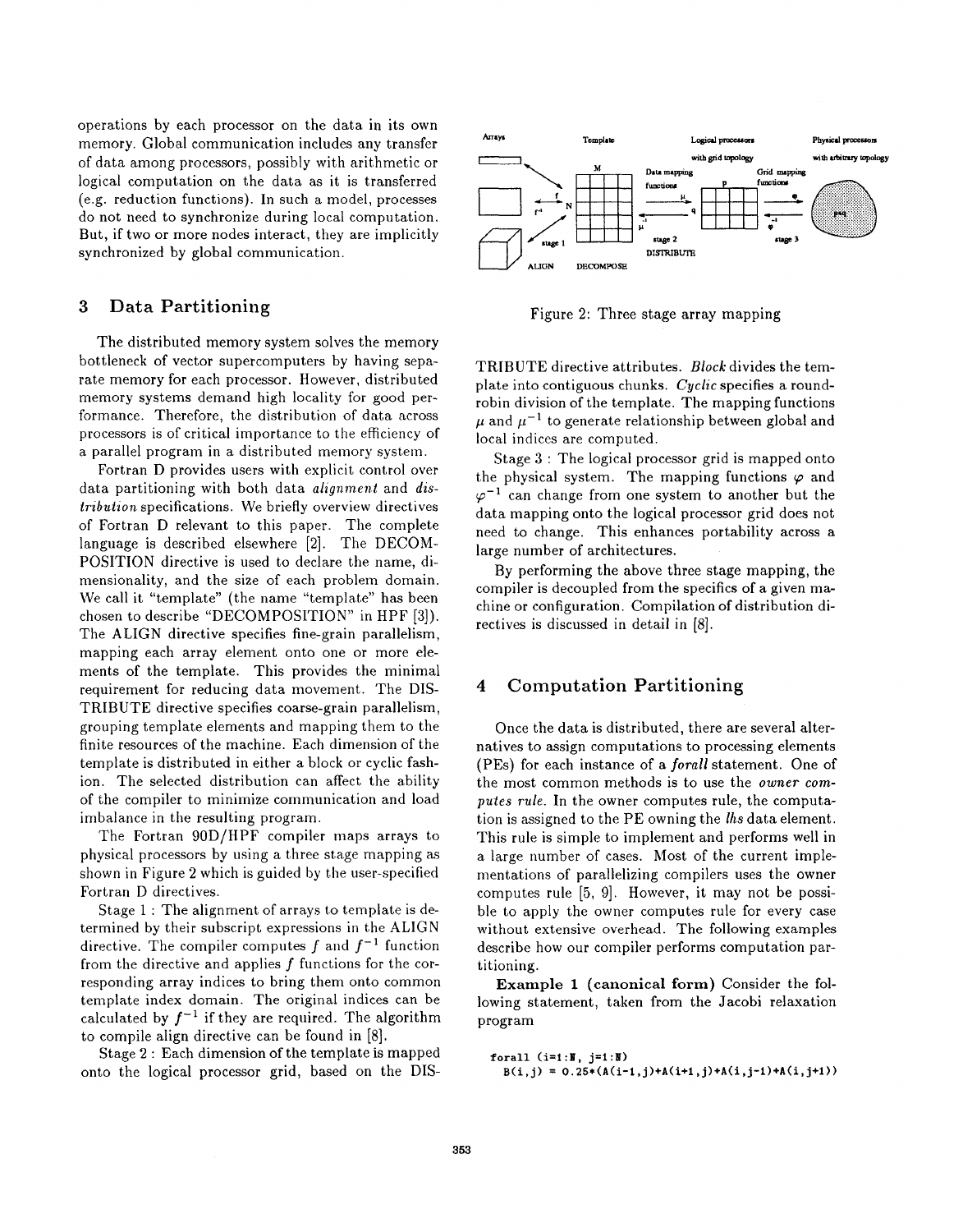operations by each processor on the data in its own memory. Global communication includes any transfer of data among processors, possibly with arithmetic or logical computation on the data as it is transferred (e.g. reduction functions). In such a model, processes do not need to synchronize during local computation. But, if two or more nodes interact, they are implicitly synchronized by global communication.

## 3 Data Partitioning

The distributed memory system solves the memory bottleneck of vector supercomputers by having separate memory for each processor. However, distributed memory systems demand high locality for good performance. Therefore, the distribution of data across processors is of critical importance to the efficiency of a parallel program in a distributed memory system.

Fortran D provides users with explicit control over data partitioning with both data *alignment* and *distribution* specifications. We briefly overview directives of Fortran D relevant to this paper. The complete language is described elsewhere [2]. The DECOMPOSITION directive is used to declare the name, dimensionality, and the size of each problem domain. We call it "template" (the name "template" has been chosen to describe "DECOMPOSITION" in HPF [3]). The ALIGN directive specifies fine-grain parallelism, mapping each array element onto one or more elements of the template. This provides the minimal requirement for reducing data movement. The DISTRIBUTE directive specifies coarse-grain parallelism, grouping template elements and mapping them to the finite resources of the machine. Each dimension of the template is distributed in either a block or cyclic fashion. The selected distribution can affect the ability of the compiler to minimize communication and load imbalance in the resulting program.

The Fortran 90D/HPF compiler maps arrays to physical processors by using a three stage mapping as shown in Figure 2 which is guided by the user-specified Fortran D directives.

Stage 1 : The alignment of arrays to template is determined by their subscript expressions in the ALIGN directive. The compiler computes $f$ and $f^{-1}$ function from the directive and applies $f$ functions for the corresponding array indices to bring them onto common template index domain. The original indices can be calculated by $f^{-1}$ if they are required. The algorithm to compile align directive can be found in [8].

Stage 2 : Each dimension of the template is mapped onto the logical processor grid, based on the DISTRIBUTE directive attributes. *Block* divides the template into contiguous chunks. *Cyclic* specifies a round-robin division of the template. The mapping functions $\mu$ and $\mu^{-1}$ to generate relationship between global and local indices are computed.

Figure 2: Three stage array mapping

Stage 3 : The logical processor grid is mapped onto the physical system. The mapping functions $\varphi$ and $\varphi^{-1}$ can change from one system to another but the data mapping onto the logical processor grid does not need to change. This enhances portability across a large number of architectures.

By performing the above three stage mapping, the compiler is decoupled from the specifics of a given machine or configuration. Compilation of distribution directives is discussed in detail in [8].

## 4 Computation Partitioning

Once the data is distributed, there are several alternatives to assign computations to processing elements (PEs) for each instance of a *forall* statement. One of the most common methods is to use the *owner computes rule*. In the owner computes rule, the computation is assigned to the PE owning the *lhs* data element. This rule is simple to implement and performs well in a large number of cases. Most of the current implementations of parallelizing compilers uses the owner computes rule [5, 9]. However, it may not be possible to apply the owner computes rule for every case without extensive overhead. The following examples describe how our compiler performs computation partitioning.

**Example 1 (canonical form)** Consider the following statement, taken from the Jacobi relaxation program

```
forall (i=1:N, j=1:N)
  B(i,j) = 0.25*(A(i-1,j)+A(i+1,j)+A(i,j-1)+A(i,j+1))
```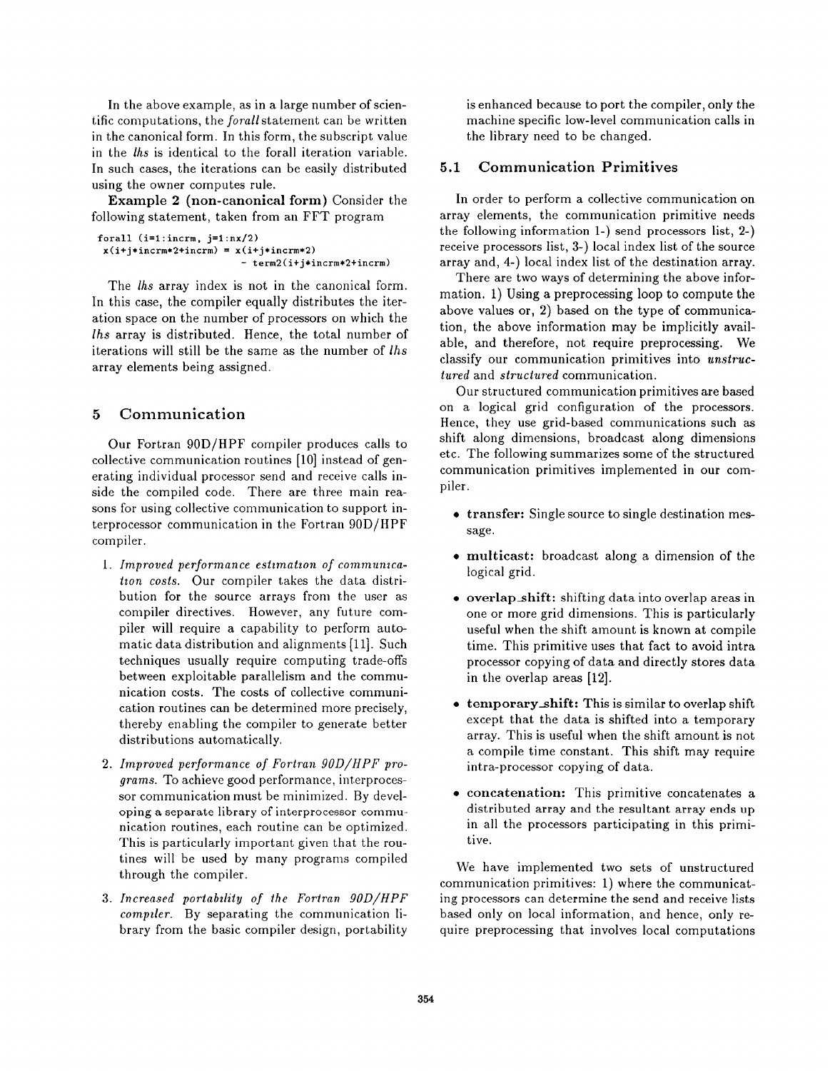In the above example, as in a large number of scientific computations, the *forall* statement can be written in the canonical form. In this form, the subscript value in the *lhs* is identical to the forall iteration variable. In such cases, the iterations can be easily distributed using the owner computes rule.

**Example 2 (non-canonical form)** Consider the following statement, taken from an FFT program

```
forall (i=1:incrm, j=1:nx/2)
 x(i+j*incrm*2+incrm) = x(i+j*incrm*2)
                       - term2(i+j*incrm*2+incrm)
```

The *lhs* array index is not in the canonical form. In this case, the compiler equally distributes the iteration space on the number of processors on which the *lhs* array is distributed. Hence, the total number of iterations will still be the same as the number of *lhs* array elements being assigned.

## 5 Communication

Our Fortran 90D/HPF compiler produces calls to collective communication routines [10] instead of generating individual processor send and receive calls inside the compiled code. There are three main reasons for using collective communication to support interprocessor communication in the Fortran 90D/HPF compiler.

1. *Improved performance estimation of communication costs.* Our compiler takes the data distribution for the source arrays from the user as compiler directives. However, any future compiler will require a capability to perform automatic data distribution and alignments [11]. Such techniques usually require computing trade-offs between exploitable parallelism and the communication costs. The costs of collective communication routines can be determined more precisely, thereby enabling the compiler to generate better distributions automatically.
2. *Improved performance of Fortran 90D/HPF programs.* To achieve good performance, interprocessor communication must be minimized. By developing a separate library of interprocessor communication routines, each routine can be optimized. This is particularly important given that the routines will be used by many programs compiled through the compiler.
3. *Increased portability of the Fortran 90D/HPF compiler.* By separating the communication library from the basic compiler design, portability is enhanced because to port the compiler, only the machine specific low-level communication calls in the library need to be changed.

### 5.1 Communication Primitives

In order to perform a collective communication on array elements, the communication primitive needs the following information 1-) send processors list, 2-) receive processors list, 3-) local index list of the source array and, 4-) local index list of the destination array.

There are two ways of determining the above information. 1) Using a preprocessing loop to compute the above values or, 2) based on the type of communication, the above information may be implicitly available, and therefore, not require preprocessing. We classify our communication primitives into *unstructured* and *structured* communication.

Our structured communication primitives are based on a logical grid configuration of the processors. Hence, they use grid-based communications such as shift along dimensions, broadcast along dimensions etc. The following summarizes some of the structured communication primitives implemented in our compiler.

- **transfer:** Single source to single destination message.
- **multicast:** broadcast along a dimension of the logical grid.
- **overlap_shift:** shifting data into overlap areas in one or more grid dimensions. This is particularly useful when the shift amount is known at compile time. This primitive uses that fact to avoid intra processor copying of data and directly stores data in the overlap areas [12].
- **temporary_shift:** This is similar to overlap shift except that the data is shifted into a temporary array. This is useful when the shift amount is not a compile time constant. This shift may require intra-processor copying of data.
- **concatenation:** This primitive concatenates a distributed array and the resultant array ends up in all the processors participating in this primitive.

We have implemented two sets of unstructured communication primitives: 1) where the communicating processors can determine the send and receive lists based only on local information, and hence, only require preprocessing that involves local computations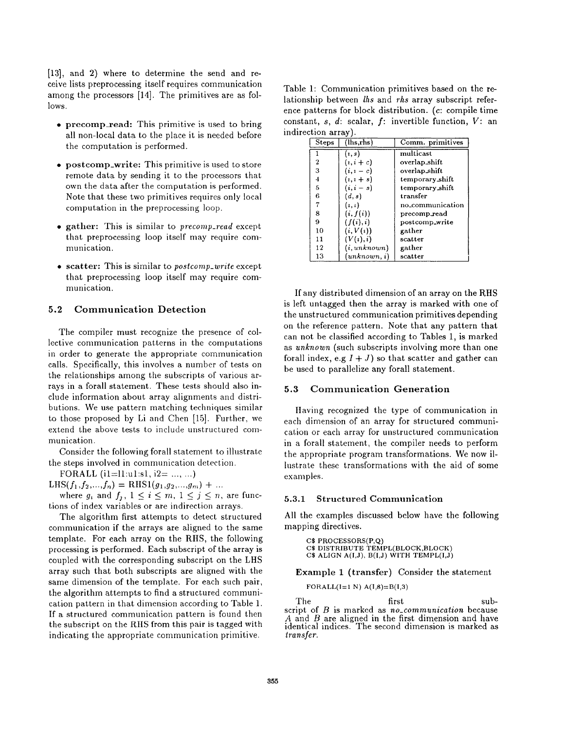[13], and 2) where to determine the send and receive lists preprocessing itself requires communication among the processors [14]. The primitives are as follows.

- **precomp_read:** This primitive is used to bring all non-local data to the place it is needed before the computation is performed.
- **postcomp_write:** This primitive is used to store remote data by sending it to the processors that own the data after the computation is performed. Note that these two primitives requires only local computation in the preprocessing loop.
- **gather:** This is similar to *precomp_read* except that preprocessing loop itself may require communication.
- **scatter:** This is similar to *postcomp_write* except that preprocessing loop itself may require communication.

### 5.2 Communication Detection

The compiler must recognize the presence of collective communication patterns in the computations in order to generate the appropriate communication calls. Specifically, this involves a number of tests on the relationships among the subscripts of various arrays in a forall statement. These tests should also include information about array alignments and distributions. We use pattern matching techniques similar to those proposed by Li and Chen [15]. Further, we extend the above tests to include unstructured communication.

Consider the following forall statement to illustrate the steps involved in communication detection.

FORALL (i1=l1:u1:s1, i2= ..., ...)
LHS($f_1$,$f_2$,...,$f_n$) = RHS1($g_1$,$g_2$,...,$g_m$) + ...

where $g_i$ and $f_j$, $1 \le i \le m$, $1 \le j \le n$, are functions of index variables or are indirection arrays.

The algorithm first attempts to detect structured communication if the arrays are aligned to the same template. For each array on the RHS, the following processing is performed. Each subscript of the array is coupled with the corresponding subscript on the LHS array such that both subscripts are aligned with the same dimension of the template. For each such pair, the algorithm attempts to find a structured communication pattern in that dimension according to Table 1. If a structured communication pattern is found then the subscript on the RHS from this pair is tagged with indicating the appropriate communication primitive.

Table 1: Communication primitives based on the relationship between *lhs* and *rhs* array subscript reference patterns for block distribution. (*c*: compile time constant, *s*, *d*: scalar, *f*: invertible function, *V*: an indirection array).

| Steps | (lhs,rhs) | Comm. primitives |
|---|---|---|
| 1 | $(i, s)$ | multicast |
| 2 | $(i, i + c)$ | overlap_shift |
| 3 | $(i, i - c)$ | overlap_shift |
| 4 | $(i, i + s)$ | temporary_shift |
| 5 | $(i, i - s)$ | temporary_shift |
| 6 | $(d, s)$ | transfer |
| 7 | $(i, i)$ | no_communication |
| 8 | $(i, f(i))$ | precomp_read |
| 9 | $(f(i), i)$ | postcomp_write |
| 10 | $(i, V(i))$ | gather |
| 11 | $(V(i), i)$ | scatter |
| 12 | $(i, unknown)$ | gather |
| 13 | $(unknown, i)$ | scatter |

If any distributed dimension of an array on the RHS is left untagged then the array is marked with one of the unstructured communication primitives depending on the reference pattern. Note that any pattern that can not be classified according to Tables 1, is marked as *unknown* (such subscripts involving more than one forall index, e.g $I + J$) so that scatter and gather can be used to parallelize any forall statement.

### 5.3 Communication Generation

Having recognized the type of communication in each dimension of an array for structured communication or each array for unstructured communication in a forall statement, the compiler needs to perform the appropriate program transformations. We now illustrate these transformations with the aid of some examples.

#### 5.3.1 Structured Communication

All the examples discussed below have the following mapping directives.

```
C$ PROCESSORS(P,Q)
C$ DISTRIBUTE TEMPL(BLOCK,BLOCK)
C$ ALIGN A(I,J), B(I,J) WITH TEMPL(I,J)
```

**Example 1 (transfer)** Consider the statement

```
FORALL(I=1 N) A(I,8)=B(I,3)
```

The first subscript of $B$ is marked as *no_communication* because $A$ and $B$ are aligned in the first dimension and have identical indices. The second dimension is marked as *transfer*.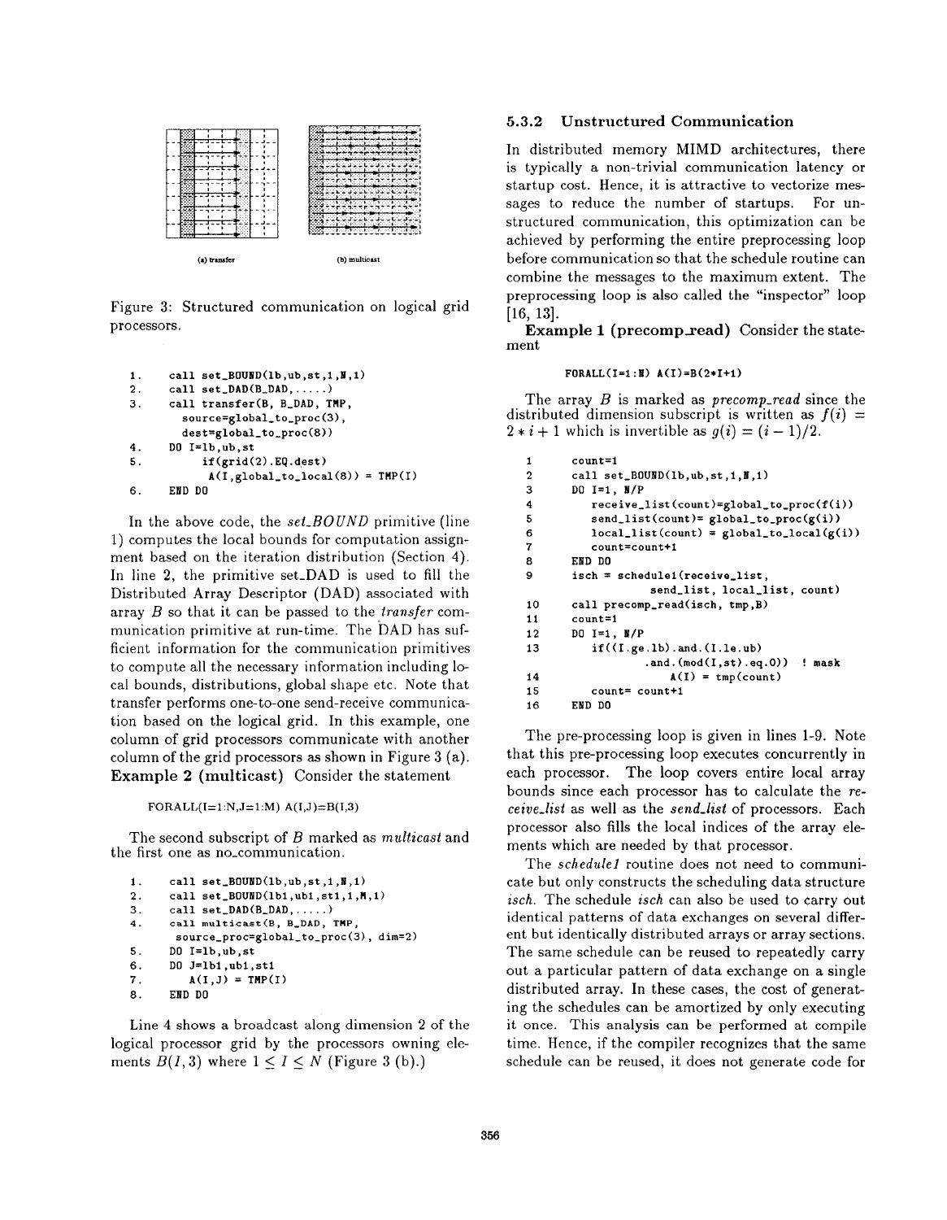(a) transfer (b) multicast

Figure 3: Structured communication on logical grid processors.

```
1.    call set_BOUND(lb,ub,st,1,N,1)
2.    call set_DAD(B_DAD,.....)
3.    call transfer(B, B_DAD, TMP,
        source=global_to_proc(3),
        dest=global_to_proc(8))
4.    DO I=lb,ub,st
5.        if(grid(2).EQ.dest)
            A(I,global_to_local(8)) = TMP(I)
6.    END DO
```

In the above code, the *set_BOUND* primitive (line 1) computes the local bounds for computation assignment based on the iteration distribution (Section 4). In line 2, the primitive set_DAD is used to fill the Distributed Array Descriptor (DAD) associated with array $B$ so that it can be passed to the *transfer* communication primitive at run-time. The DAD has sufficient information for the communication primitives to compute all the necessary information including local bounds, distributions, global shape etc. Note that transfer performs one-to-one send-receive communication based on the logical grid. In this example, one column of grid processors communicate with another column of the grid processors as shown in Figure 3 (a).

**Example 2 (multicast)** Consider the statement

```
FORALL(I=1:N,J=1:M) A(I,J)=B(I,3)
```

The second subscript of $B$ marked as *multicast* and the first one as no_communication.

```
1.    call set_BOUND(lb,ub,st,1,N,1)
2.    call set_BOUND(lb1,ub1,st1,1,M,1)
3.    call set_DAD(B_DAD,.....)
4.    call multicast(B, B_DAD, TMP,
        source_proc=global_to_proc(3), dim=2)
5.    DO I=lb,ub,st
6.    DO J=lb1,ub1,st1
7.       A(I,J) = TMP(I)
8.    END DO
```

Line 4 shows a broadcast along dimension 2 of the logical processor grid by the processors owning elements $B(I,3)$ where $1 \leq I \leq N$ (Figure 3 (b).)

### 5.3.2 Unstructured Communication

In distributed memory MIMD architectures, there is typically a non-trivial communication latency or startup cost. Hence, it is attractive to vectorize messages to reduce the number of startups. For unstructured communication, this optimization can be achieved by performing the entire preprocessing loop before communication so that the schedule routine can combine the messages to the maximum extent. The preprocessing loop is also called the "inspector" loop [16, 13].

**Example 1 (precomp_read)** Consider the statement

```
FORALL(I=1:N) A(I)=B(2*I+1)
```

The array $B$ is marked as *precomp_read* since the distributed dimension subscript is written as $f(i) = 2 * i + 1$ which is invertible as $g(i) = (i - 1)/2$.

```
1     count=1
2     call set_BOUND(lb,ub,st,1,N,1)
3     DO I=1, N/P
4        receive_list(count)=global_to_proc(f(i))
5        send_list(count)= global_to_proc(g(i))
6        local_list(count) = global_to_local(g(i))
7        count=count+1
8     END DO
9     isch = schedule1(receive_list,
                send_list, local_list, count)
10    call precomp_read(isch, tmp,B)
11    count=1
12    DO I=1, N/P
13       if((I.ge.lb).and.(I.le.ub)
              .and.(mod(I,st).eq.0))  ! mask
14                A(I) = tmp(count)
15       count= count+1
16    END DO
```

The pre-processing loop is given in lines 1-9. Note that this pre-processing loop executes concurrently in each processor. The loop covers entire local array bounds since each processor has to calculate the *receive_list* as well as the *send_list* of processors. Each processor also fills the local indices of the array elements which are needed by that processor.

The *schedule1* routine does not need to communicate but only constructs the scheduling data structure *isch*. The schedule *isch* can also be used to carry out identical patterns of data exchanges on several different but identically distributed arrays or array sections. The same schedule can be reused to repeatedly carry out a particular pattern of data exchange on a single distributed array. In these cases, the cost of generating the schedules can be amortized by only executing it once. This analysis can be performed at compile time. Hence, if the compiler recognizes that the same schedule can be reused, it does not generate code for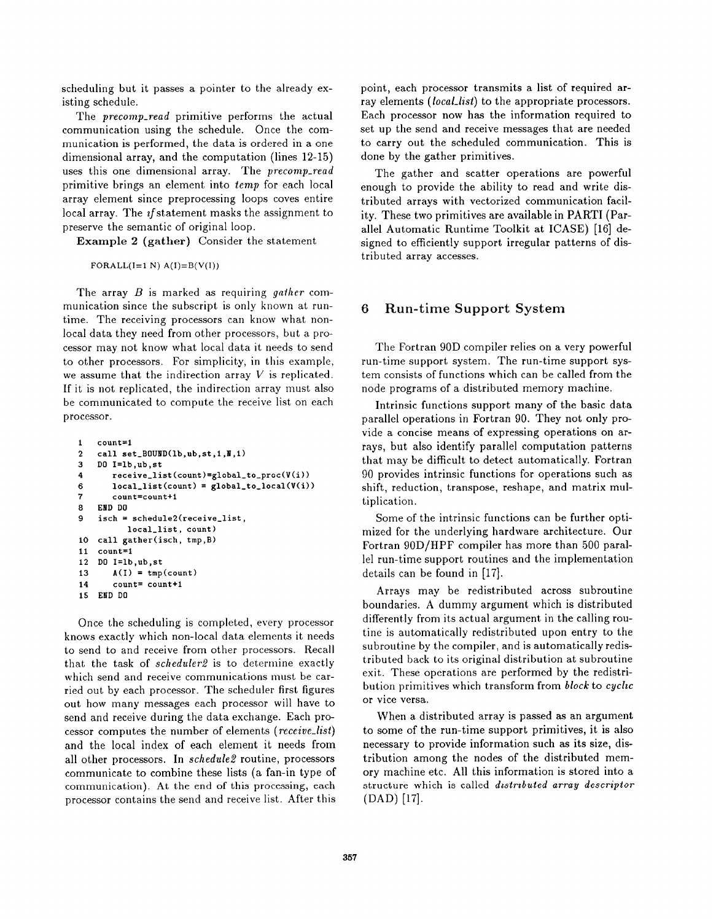scheduling but it passes a pointer to the already existing schedule.

The *precomp_read* primitive performs the actual communication using the schedule. Once the communication is performed, the data is ordered in a one dimensional array, and the computation (lines 12-15) uses this one dimensional array. The *precomp_read* primitive brings an element into *temp* for each local array element since preprocessing loops coves entire local array. The *if* statement masks the assignment to preserve the semantic of original loop.

**Example 2 (gather)** Consider the statement

```
FORALL(I=1 N) A(I)=B(V(I))
```

The array $B$ is marked as requiring *gather* communication since the subscript is only known at runtime. The receiving processors can know what nonlocal data they need from other processors, but a processor may not know what local data it needs to send to other processors. For simplicity, in this example, we assume that the indirection array $V$ is replicated. If it is not replicated, the indirection array must also be communicated to compute the receive list on each processor.

```
1   count=1
2   call set_BOUND(lb,ub,st,1,N,1)
3   DO I=lb,ub,st
4      receive_list(count)=global_to_proc(V(i))
6      local_list(count) = global_to_local(V(i))
7      count=count+1
8   END DO
9   isch = schedule2(receive_list,
          local_list, count)
10  call gather(isch, tmp,B)
11  count=1
12  DO I=lb,ub,st
13     A(I) = tmp(count)
14     count= count+1
15  END DO
```

Once the scheduling is completed, every processor knows exactly which non-local data elements it needs to send to and receive from other processors. Recall that the task of *scheduler2* is to determine exactly which send and receive communications must be carried out by each processor. The scheduler first figures out how many messages each processor will have to send and receive during the data exchange. Each processor computes the number of elements (*receive_list*) and the local index of each element it needs from all other processors. In *schedule2* routine, processors communicate to combine these lists (a fan-in type of communication). At the end of this processing, each processor contains the send and receive list. After this point, each processor transmits a list of required array elements (*local_list*) to the appropriate processors. Each processor now has the information required to set up the send and receive messages that are needed to carry out the scheduled communication. This is done by the gather primitives.

The gather and scatter operations are powerful enough to provide the ability to read and write distributed arrays with vectorized communication facility. These two primitives are available in PARTI (Parallel Automatic Runtime Toolkit at ICASE) [16] designed to efficiently support irregular patterns of distributed array accesses.

## 6 Run-time Support System

The Fortran 90D compiler relies on a very powerful run-time support system. The run-time support system consists of functions which can be called from the node programs of a distributed memory machine.

Intrinsic functions support many of the basic data parallel operations in Fortran 90. They not only provide a concise means of expressing operations on arrays, but also identify parallel computation patterns that may be difficult to detect automatically. Fortran 90 provides intrinsic functions for operations such as shift, reduction, transpose, reshape, and matrix multiplication.

Some of the intrinsic functions can be further optimized for the underlying hardware architecture. Our Fortran 90D/HPF compiler has more than 500 parallel run-time support routines and the implementation details can be found in [17].

Arrays may be redistributed across subroutine boundaries. A dummy argument which is distributed differently from its actual argument in the calling routine is automatically redistributed upon entry to the subroutine by the compiler, and is automatically redistributed back to its original distribution at subroutine exit. These operations are performed by the redistribution primitives which transform from *block* to *cyclic* or vice versa.

When a distributed array is passed as an argument to some of the run-time support primitives, it is also necessary to provide information such as its size, distribution among the nodes of the distributed memory machine etc. All this information is stored into a structure which is called *distributed array descriptor* (DAD) [17].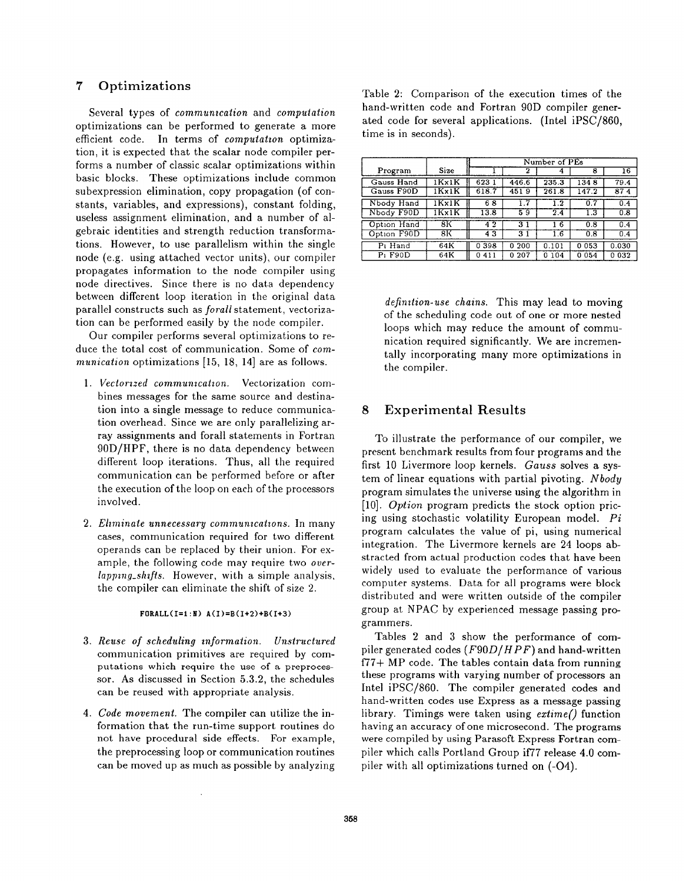## 7 Optimizations

Several types of *communication* and *computation* optimizations can be performed to generate a more efficient code. In terms of *computation* optimization, it is expected that the scalar node compiler performs a number of classic scalar optimizations within basic blocks. These optimizations include common subexpression elimination, copy propagation (of constants, variables, and expressions), constant folding, useless assignment elimination, and a number of algebraic identities and strength reduction transformations. However, to use parallelism within the single node (e.g. using attached vector units), our compiler propagates information to the node compiler using node directives. Since there is no data dependency between different loop iteration in the original data parallel constructs such as *forall* statement, vectorization can be performed easily by the node compiler.

Our compiler performs several optimizations to reduce the total cost of communication. Some of *communication* optimizations [15, 18, 14] are as follows.

1. *Vectorized communication.* Vectorization combines messages for the same source and destination into a single message to reduce communication overhead. Since we are only parallelizing array assignments and forall statements in Fortran 90D/HPF, there is no data dependency between different loop iterations. Thus, all the required communication can be performed before or after the execution of the loop on each of the processors involved.

2. *Eliminate unnecessary communications.* In many cases, communication required for two different operands can be replaced by their union. For example, the following code may require two *overlapping_shifts*. However, with a simple analysis, the compiler can eliminate the shift of size 2.

```
FORALL(I=1:N) A(I)=B(I+2)+B(I+3)
```

3. *Reuse of scheduling information.* *Unstructured* communication primitives are required by computations which require the use of a preprocessor. As discussed in Section 5.3.2, the schedules can be reused with appropriate analysis.

4. *Code movement.* The compiler can utilize the information that the run-time support routines do not have procedural side effects. For example, the preprocessing loop or communication routines can be moved up as much as possible by analyzing *definition-use chains*. This may lead to moving of the scheduling code out of one or more nested loops which may reduce the amount of communication required significantly. We are incrementally incorporating many more optimizations in the compiler.

Table 2: Comparison of the execution times of the hand-written code and Fortran 90D compiler generated code for several applications. (Intel iPSC/860, time is in seconds).

| Program | Size | Number of PEs | | | | |
|---|---|---|---|---|---|---|
| | | 1 | 2 | 4 | 8 | 16 |
| Gauss Hand | 1Kx1K | 623.1 | 446.6 | 235.3 | 134.8 | 79.4 |
| Gauss F90D | 1Kx1K | 618.7 | 451.9 | 261.8 | 147.2 | 87.4 |
| Nbody Hand | 1Kx1K | 6.8 | 1.7 | 1.2 | 0.7 | 0.4 |
| Nbody F90D | 1Kx1K | 13.8 | 5.9 | 2.4 | 1.3 | 0.8 |
| Option Hand | 8K | 4.2 | 3.1 | 1.6 | 0.8 | 0.4 |
| Option F90D | 8K | 4.3 | 3.1 | 1.6 | 0.8 | 0.4 |
| Pi Hand | 64K | 0.398 | 0.200 | 0.101 | 0.053 | 0.030 |
| Pi F90D | 64K | 0.411 | 0.207 | 0.104 | 0.054 | 0.032 |

## 8 Experimental Results

To illustrate the performance of our compiler, we present benchmark results from four programs and the first 10 Livermore loop kernels. *Gauss* solves a system of linear equations with partial pivoting. *Nbody* program simulates the universe using the algorithm in [10]. *Option* program predicts the stock option pricing using stochastic volatility European model. *Pi* program calculates the value of pi, using numerical integration. The Livermore kernels are 24 loops abstracted from actual production codes that have been widely used to evaluate the performance of various computer systems. Data for all programs were block distributed and were written outside of the compiler group at NPAC by experienced message passing programmers.

Tables 2 and 3 show the performance of compiler generated codes (*F90D/HPF*) and hand-written f77+ MP code. The tables contain data from running these programs with varying number of processors an Intel iPSC/860. The compiler generated codes and hand-written codes use Express as a message passing library. Timings were taken using *extime()* function having an accuracy of one microsecond. The programs were compiled by using Parasoft Express Fortran compiler which calls Portland Group if77 release 4.0 compiler with all optimizations turned on (-O4).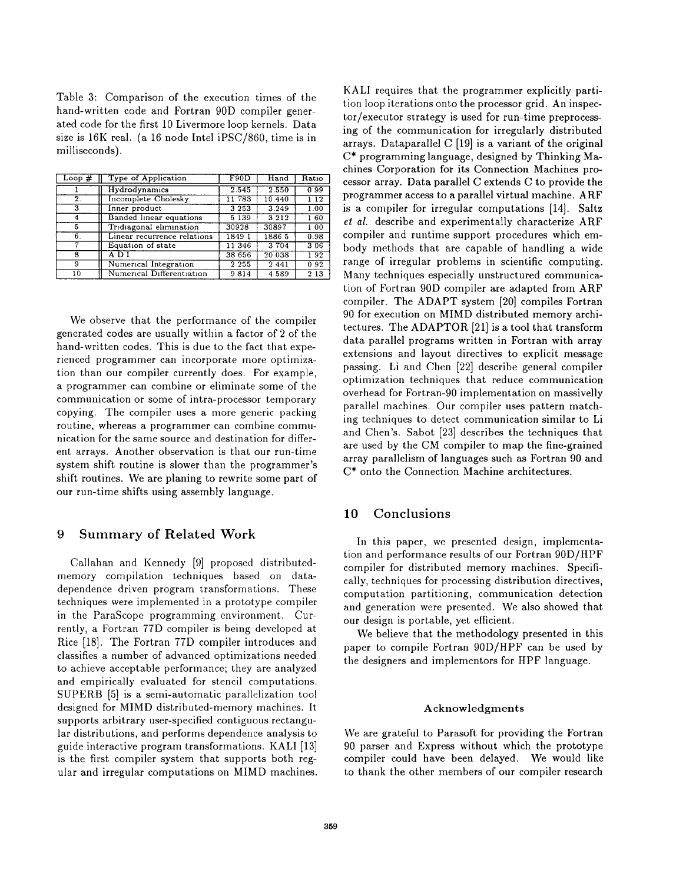Table 3: Comparison of the execution times of the hand-written code and Fortran 90D compiler generated code for the first 10 Livermore loop kernels. Data size is 16K real. (a 16 node Intel iPSC/860, time is in milliseconds).

| Loop # | Type of Application | F90D | Hand | Ratio |
|---|---|---|---|---|
| 1 | Hydrodynamics | 2.545 | 2.550 | 0.99 |
| 2 | Incomplete Cholesky | 11.783 | 10.440 | 1.12 |
| 3 | Inner product | 3.253 | 3.249 | 1.00 |
| 4 | Banded linear equations | 5.139 | 3.212 | 1.60 |
| 5 | Tridiagonal elimination | 30928 | 30897 | 1.00 |
| 6 | Linear recurrence relations | 1849.1 | 1886.5 | 0.98 |
| 7 | Equation of state | 11.346 | 3.704 | 3.06 |
| 8 | A.D.I | 38.656 | 20.038 | 1.92 |
| 9 | Numerical Integration | 2.255 | 2.441 | 0.92 |
| 10 | Numerical Differentiation | 9.814 | 4.589 | 2.13 |

We observe that the performance of the compiler generated codes are usually within a factor of 2 of the hand-written codes. This is due to the fact that experienced programmer can incorporate more optimization than our compiler currently does. For example, a programmer can combine or eliminate some of the communication or some of intra-processor temporary copying. The compiler uses a more generic packing routine, whereas a programmer can combine communication for the same source and destination for different arrays. Another observation is that our run-time system shift routine is slower than the programmer's shift routines. We are planing to rewrite some part of our run-time shifts using assembly language.

## 9 Summary of Related Work

Callahan and Kennedy [9] proposed distributed-memory compilation techniques based on data-dependence driven program transformations. These techniques were implemented in a prototype compiler in the ParaScope programming environment. Currently, a Fortran 77D compiler is being developed at Rice [18]. The Fortran 77D compiler introduces and classifies a number of advanced optimizations needed to achieve acceptable performance; they are analyzed and empirically evaluated for stencil computations. SUPERB [5] is a semi-automatic parallelization tool designed for MIMD distributed-memory machines. It supports arbitrary user-specified contiguous rectangular distributions, and performs dependence analysis to guide interactive program transformations. KALI [13] is the first compiler system that supports both regular and irregular computations on MIMD machines. KALI requires that the programmer explicitly partition loop iterations onto the processor grid. An inspector/executor strategy is used for run-time preprocessing of the communication for irregularly distributed arrays. Dataparallel C [19] is a variant of the original C* programming language, designed by Thinking Machines Corporation for its Connection Machines processor array. Data parallel C extends C to provide the programmer access to a parallel virtual machine. ARF is a compiler for irregular computations [14]. Saltz *et al.* describe and experimentally characterize ARF compiler and runtime support procedures which embody methods that are capable of handling a wide range of irregular problems in scientific computing. Many techniques especially unstructured communication of Fortran 90D compiler are adapted from ARF compiler. The ADAPT system [20] compiles Fortran 90 for execution on MIMD distributed memory architectures. The ADAPTOR [21] is a tool that transform data parallel programs written in Fortran with array extensions and layout directives to explicit message passing. Li and Chen [22] describe general compiler optimization techniques that reduce communication overhead for Fortran-90 implementation on massivelly parallel machines. Our compiler uses pattern matching techniques to detect communication similar to Li and Chen's. Sabot [23] describes the techniques that are used by the CM compiler to map the fine-grained array parallelism of languages such as Fortran 90 and C* onto the Connection Machine architectures.

## 10 Conclusions

In this paper, we presented design, implementation and performance results of our Fortran 90D/HPF compiler for distributed memory machines. Specifically, techniques for processing distribution directives, computation partitioning, communication detection and generation were presented. We also showed that our design is portable, yet efficient.

We believe that the methodology presented in this paper to compile Fortran 90D/HPF can be used by the designers and implementors for HPF language.

### Acknowledgments

We are grateful to Parasoft for providing the Fortran 90 parser and Express without which the prototype compiler could have been delayed. We would like to thank the other members of our compiler research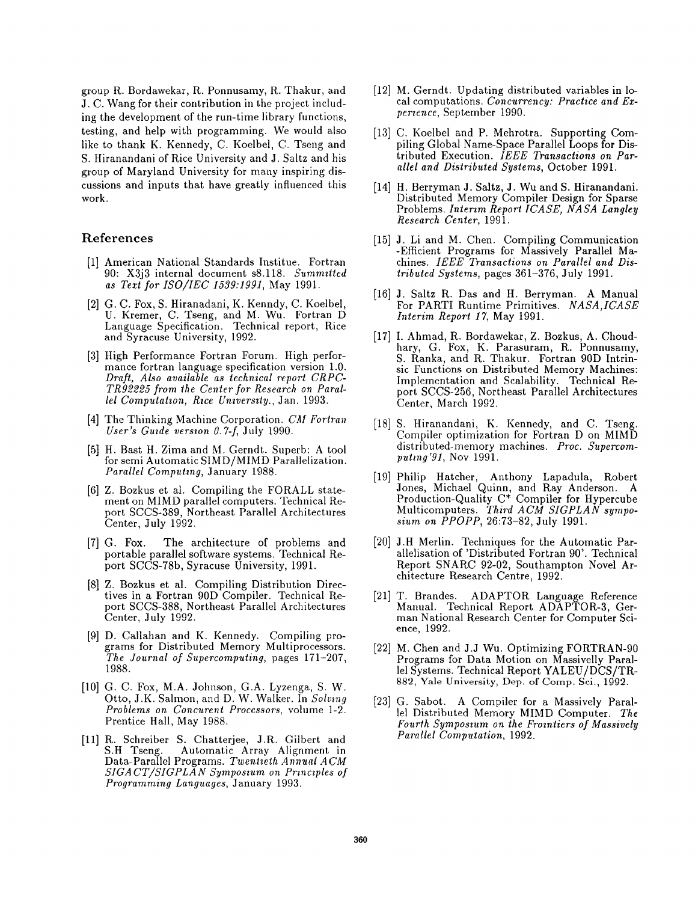group R. Bordawekar, R. Ponnusamy, R. Thakur, and J. C. Wang for their contribution in the project including the development of the run-time library functions, testing, and help with programming. We would also like to thank K. Kennedy, C. Koelbel, C. Tseng and S. Hiranandani of Rice University and J. Saltz and his group of Maryland University for many inspiring discussions and inputs that have greatly influenced this work.

## References

[1] American National Standards Institue. Fortran 90: X3j3 internal document s8.118. *Summitted as Text for ISO/IEC 1539:1991*, May 1991.

[2] G. C. Fox, S. Hiranadani, K. Kenndy, C. Koelbel, U. Kremer, C. Tseng, and M. Wu. Fortran D Language Specification. Technical report, Rice and Syracuse University, 1992.

[3] High Performance Fortran Forum. High performance fortran language specification version 1.0. *Draft, Also available as technical report CRPC-TR92225 from the Center for Research on Parallel Computation, Rice University.*, Jan. 1993.

[4] The Thinking Machine Corporation. *CM Fortran User's Guide version 0.7-f*, July 1990.

[5] H. Bast H. Zima and M. Gerndt. Superb: A tool for semi Automatic SIMD/MIMD Parallelization. *Parallel Computing*, January 1988.

[6] Z. Bozkus et al. Compiling the FORALL statement on MIMD parallel computers. Technical Report SCCS-389, Northeast Parallel Architectures Center, July 1992.

[7] G. Fox. The architecture of problems and portable parallel software systems. Technical Report SCCS-78b, Syracuse University, 1991.

[8] Z. Bozkus et al. Compiling Distribution Directives in a Fortran 90D Compiler. Technical Report SCCS-388, Northeast Parallel Architectures Center, July 1992.

[9] D. Callahan and K. Kennedy. Compiling programs for Distributed Memory Multiprocessors. *The Journal of Supercomputing*, pages 171–207, 1988.

[10] G. C. Fox, M.A. Johnson, G.A. Lyzenga, S. W. Otto, J.K. Salmon, and D. W. Walker. In *Solving Problems on Concurent Processors*, volume 1-2. Prentice Hall, May 1988.

[11] R. Schreiber S. Chatterjee, J.R. Gilbert and S.H Tseng. Automatic Array Alignment in Data-Parallel Programs. *Twentieth Annual ACM SIGACT/SIGPLAN Symposium on Principles of Programming Languages*, January 1993.

[12] M. Gerndt. Updating distributed variables in local computations. *Concurrency: Practice and Experience*, September 1990.

[13] C. Koelbel and P. Mehrotra. Supporting Compiling Global Name-Space Parallel Loops for Distributed Execution. *IEEE Transactions on Parallel and Distributed Systems*, October 1991.

[14] H. Berryman J. Saltz, J. Wu and S. Hiranandani. Distributed Memory Compiler Design for Sparse Problems. *Interim Report ICASE, NASA Langley Research Center*, 1991.

[15] J. Li and M. Chen. Compiling Communication -Efficient Programs for Massively Parallel Machines. *IEEE Transactions on Parallel and Distributed Systems*, pages 361–376, July 1991.

[16] J. Saltz R. Das and H. Berryman. A Manual For PARTI Runtime Primitives. *NASA,ICASE Interim Report 17*, May 1991.

[17] I. Ahmad, R. Bordawekar, Z. Bozkus, A. Choudhary, G. Fox, K. Parasuram, R. Ponnusamy, S. Ranka, and R. Thakur. Fortran 90D Intrinsic Functions on Distributed Memory Machines: Implementation and Scalability. Technical Report SCCS-256, Northeast Parallel Architectures Center, March 1992.

[18] S. Hiranandani, K. Kennedy, and C. Tseng. Compiler optimization for Fortran D on MIMD distributed-memory machines. *Proc. Supercomputing'91*, Nov 1991.

[19] Philip Hatcher, Anthony Lapadula, Robert Jones, Michael Quinn, and Ray Anderson. A Production-Quality C* Compiler for Hypercube Multicomputers. *Third ACM SIGPLAN symposium on PPOPP*, 26:73–82, July 1991.

[20] J.H Merlin. Techniques for the Automatic Parallelisation of 'Distributed Fortran 90'. Technical Report SNARC 92-02, Southampton Novel Architecture Research Centre, 1992.

[21] T. Brandes. ADAPTOR Language Reference Manual. Technical Report ADAPTOR-3, German National Research Center for Computer Science, 1992.

[22] M. Chen and J.J Wu. Optimizing FORTRAN-90 Programs for Data Motion on Massivelly Parallel Systems. Technical Report YALEU/DCS/TR-882, Yale University, Dep. of Comp. Sci., 1992.

[23] G. Sabot. A Compiler for a Massively Parallel Distributed Memory MIMD Computer. *The Fourth Symposium on the Frontiers of Massively Parallel Computation*, 1992.